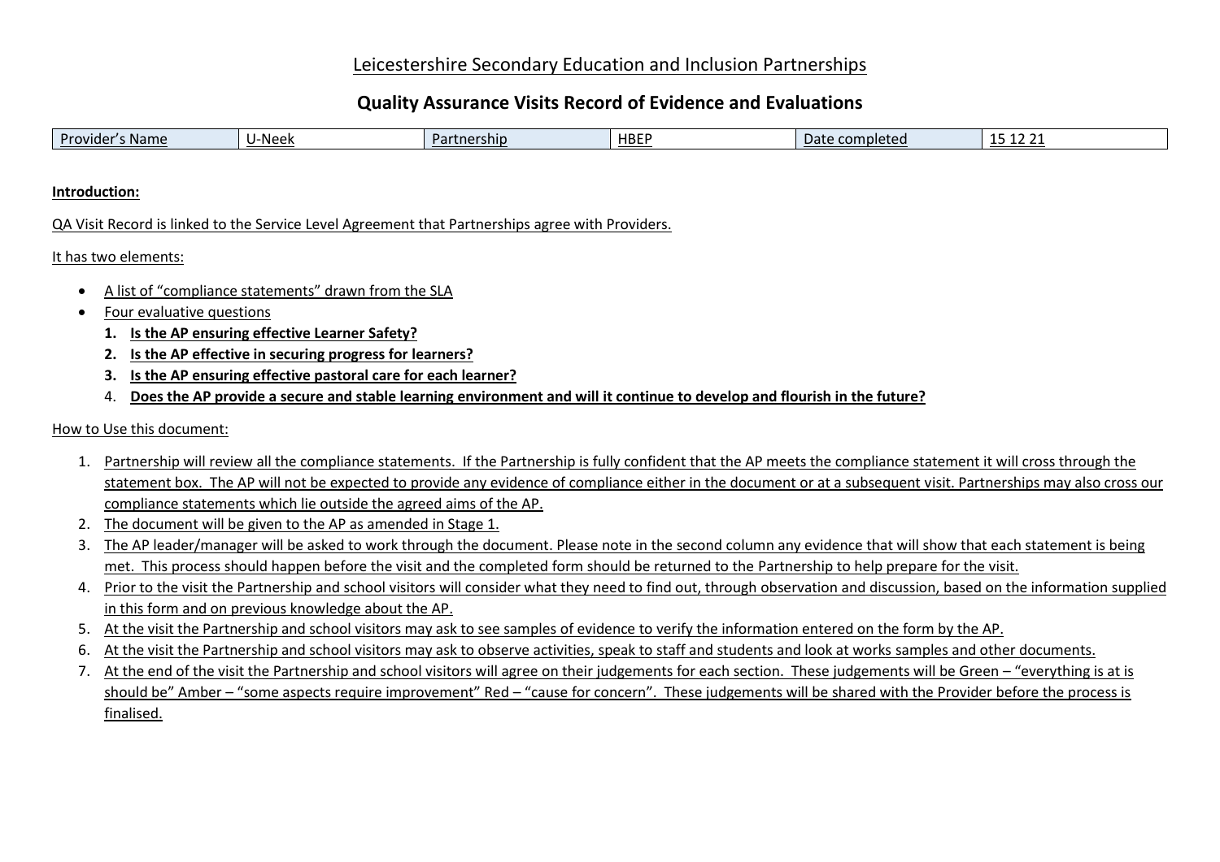# Leicestershire Secondary Education and Inclusion Partnerships

## Quality Assurance Visits Record of Evidence and Evaluations

| Provider's Name | U-Neek | Partnership | HBEP | Date completed | 15 12 21 |
|---|---|---|---|---|---|

**Introduction:**

QA Visit Record is linked to the Service Level Agreement that Partnerships agree with Providers.

It has two elements:

- A list of "compliance statements" drawn from the SLA
- Four evaluative questions
  1. **Is the AP ensuring effective Learner Safety?**
  2. **Is the AP effective in securing progress for learners?**
  3. **Is the AP ensuring effective pastoral care for each learner?**
  4. **Does the AP provide a secure and stable learning environment and will it continue to develop and flourish in the future?**

How to Use this document:

1. Partnership will review all the compliance statements. If the Partnership is fully confident that the AP meets the compliance statement it will cross through the statement box. The AP will not be expected to provide any evidence of compliance either in the document or at a subsequent visit. Partnerships may also cross our compliance statements which lie outside the agreed aims of the AP.
2. The document will be given to the AP as amended in Stage 1.
3. The AP leader/manager will be asked to work through the document. Please note in the second column any evidence that will show that each statement is being met. This process should happen before the visit and the completed form should be returned to the Partnership to help prepare for the visit.
4. Prior to the visit the Partnership and school visitors will consider what they need to find out, through observation and discussion, based on the information supplied in this form and on previous knowledge about the AP.
5. At the visit the Partnership and school visitors may ask to see samples of evidence to verify the information entered on the form by the AP.
6. At the visit the Partnership and school visitors may ask to observe activities, speak to staff and students and look at works samples and other documents.
7. At the end of the visit the Partnership and school visitors will agree on their judgements for each section. These judgements will be Green – "everything is at is should be" Amber – "some aspects require improvement" Red – "cause for concern". These judgements will be shared with the Provider before the process is finalised.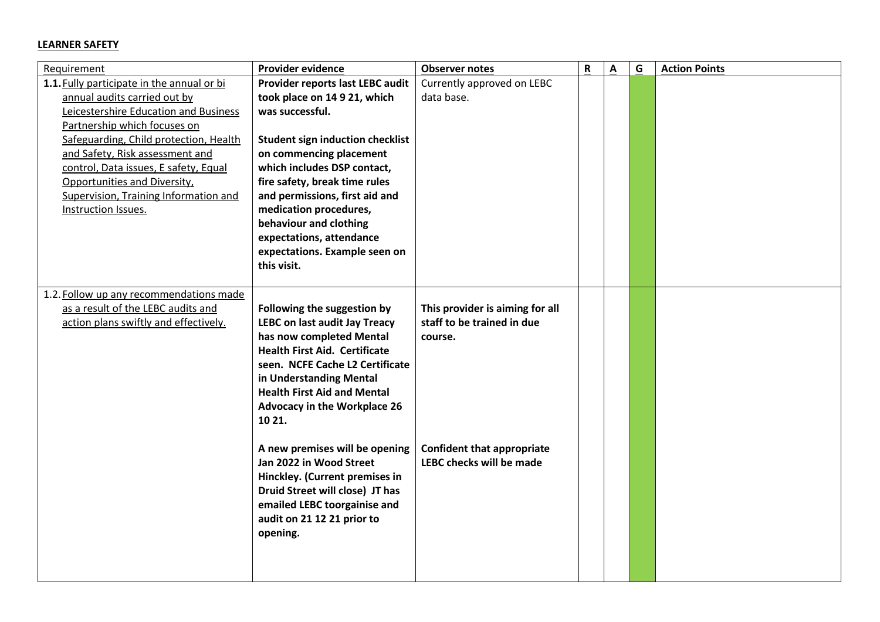**LEARNER SAFETY**

| Requirement | Provider evidence | Observer notes | R | A | G | Action Points |
|---|---|---|---|---|---|---|
| **1.1.** Fully participate in the annual or bi annual audits carried out by Leicestershire Education and Business Partnership which focuses on Safeguarding, Child protection, Health and Safety, Risk assessment and control, Data issues, E safety, Equal Opportunities and Diversity, Supervision, Training Information and Instruction Issues. | **Provider reports last LEBC audit took place on 14 9 21, which was successful.**<br><br>**Student sign induction checklist on commencing placement which includes DSP contact, fire safety, break time rules and permissions, first aid and medication procedures, behaviour and clothing expectations, attendance expectations. Example seen on this visit.** | Currently approved on LEBC data base. | | | | |
| 1.2. Follow up any recommendations made as a result of the LEBC audits and action plans swiftly and effectively. | **Following the suggestion by LEBC on last audit Jay Treacy has now completed Mental Health First Aid. Certificate seen. NCFE Cache L2 Certificate in Understanding Mental Health First Aid and Mental Advocacy in the Workplace 26 10 21.**<br><br>**A new premises will be opening Jan 2022 in Wood Street Hinckley. (Current premises in Druid Street will close) JT has emailed LEBC toorgainise and audit on 21 12 21 prior to opening.** | **This provider is aiming for all staff to be trained in due course.**<br><br>**Confident that appropriate LEBC checks will be made** | | | | |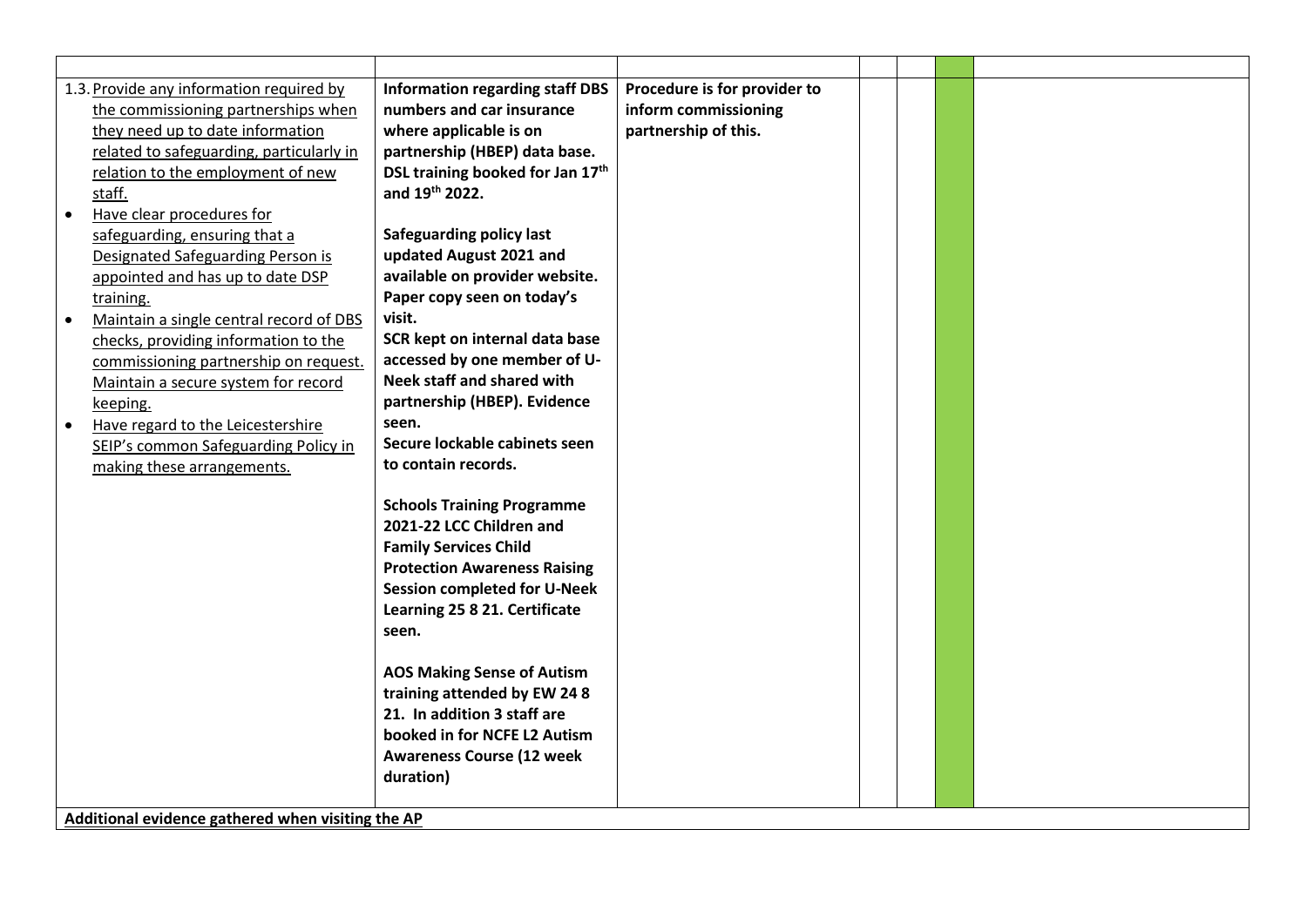| | | | | | | |
|---|---|---|---|---|---|---|
| 1.3. Provide any information required by the commissioning partnerships when they need up to date information related to safeguarding, particularly in relation to the employment of new staff.<br>• Have clear procedures for safeguarding, ensuring that a Designated Safeguarding Person is appointed and has up to date DSP training.<br>• Maintain a single central record of DBS checks, providing information to the commissioning partnership on request. Maintain a secure system for record keeping.<br>• Have regard to the Leicestershire SEIP's common Safeguarding Policy in making these arrangements. | **Information regarding staff DBS numbers and car insurance where applicable is on partnership (HBEP) data base. DSL training booked for Jan 17th and 19th 2022.**<br><br>**Safeguarding policy last updated August 2021 and available on provider website. Paper copy seen on today's visit.**<br>**SCR kept on internal data base accessed by one member of U-Neek staff and shared with partnership (HBEP). Evidence seen.**<br>**Secure lockable cabinets seen to contain records.**<br><br>**Schools Training Programme 2021-22 LCC Children and Family Services Child Protection Awareness Raising Session completed for U-Neek Learning 25 8 21. Certificate seen.**<br><br>**AOS Making Sense of Autism training attended by EW 24 8 21. In addition 3 staff are booked in for NCFE L2 Autism Awareness Course (12 week duration)** | **Procedure is for provider to inform commissioning partnership of this.** | | | | |
| **Additional evidence gathered when visiting the AP** | | | | | | |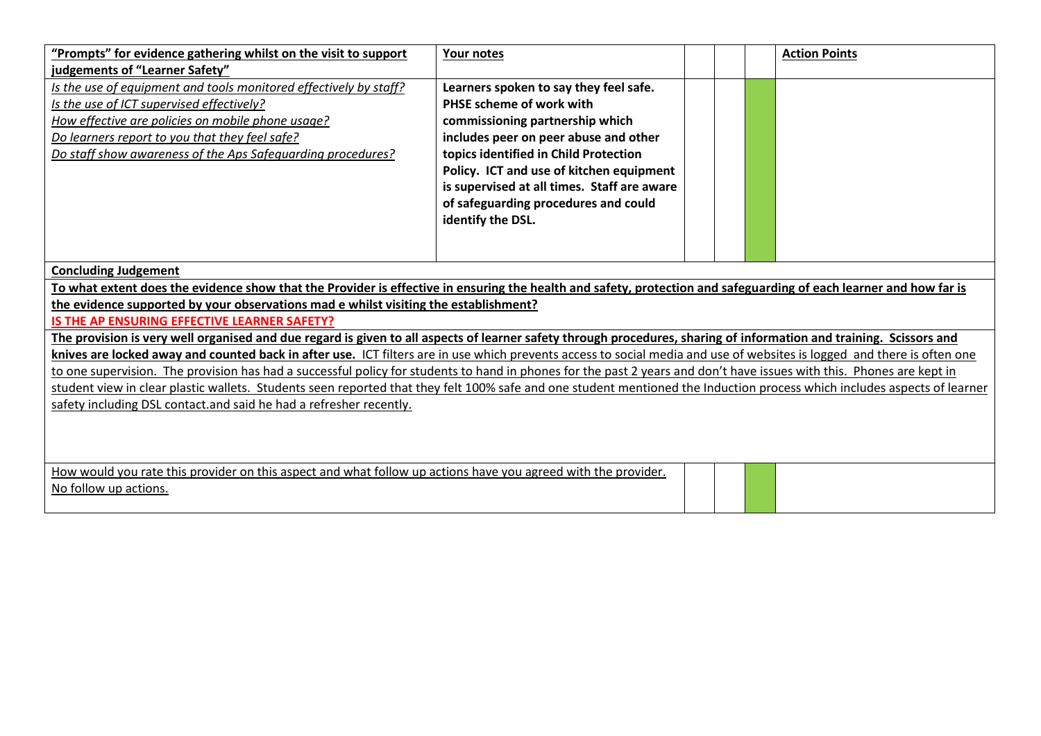| **"Prompts" for evidence gathering whilst on the visit to support judgements of "Learner Safety"** | **Your notes** | | | | **Action Points** |
|---|---|---|---|---|---|
| *Is the use of equipment and tools monitored effectively by staff?*<br>*Is the use of ICT supervised effectively?*<br>*How effective are policies on mobile phone usage?*<br>*Do learners report to you that they feel safe?*<br>*Do staff show awareness of the Aps Safeguarding procedures?* | **Learners spoken to say they feel safe. PHSE scheme of work with commissioning partnership which includes peer on peer abuse and other topics identified in Child Protection Policy. ICT and use of kitchen equipment is supervised at all times. Staff are aware of safeguarding procedures and could identify the DSL.** | | | | |

**Concluding Judgement**

**To what extent does the evidence show that the Provider is effective in ensuring the health and safety, protection and safeguarding of each learner and how far is the evidence supported by your observations mad e whilst visiting the establishment?**

**IS THE AP ENSURING EFFECTIVE LEARNER SAFETY?**

**The provision is very well organised and due regard is given to all aspects of learner safety through procedures, sharing of information and training. Scissors and knives are locked away and counted back in after use.** ICT filters are in use which prevents access to social media and use of websites is logged and there is often one to one supervision. The provision has had a successful policy for students to hand in phones for the past 2 years and don't have issues with this. Phones are kept in student view in clear plastic wallets. Students seen reported that they felt 100% safe and one student mentioned the Induction process which includes aspects of learner safety including DSL contact.and said he had a refresher recently.

| How would you rate this provider on this aspect and what follow up actions have you agreed with the provider.<br>No follow up actions. | | | | |
|---|---|---|---|---|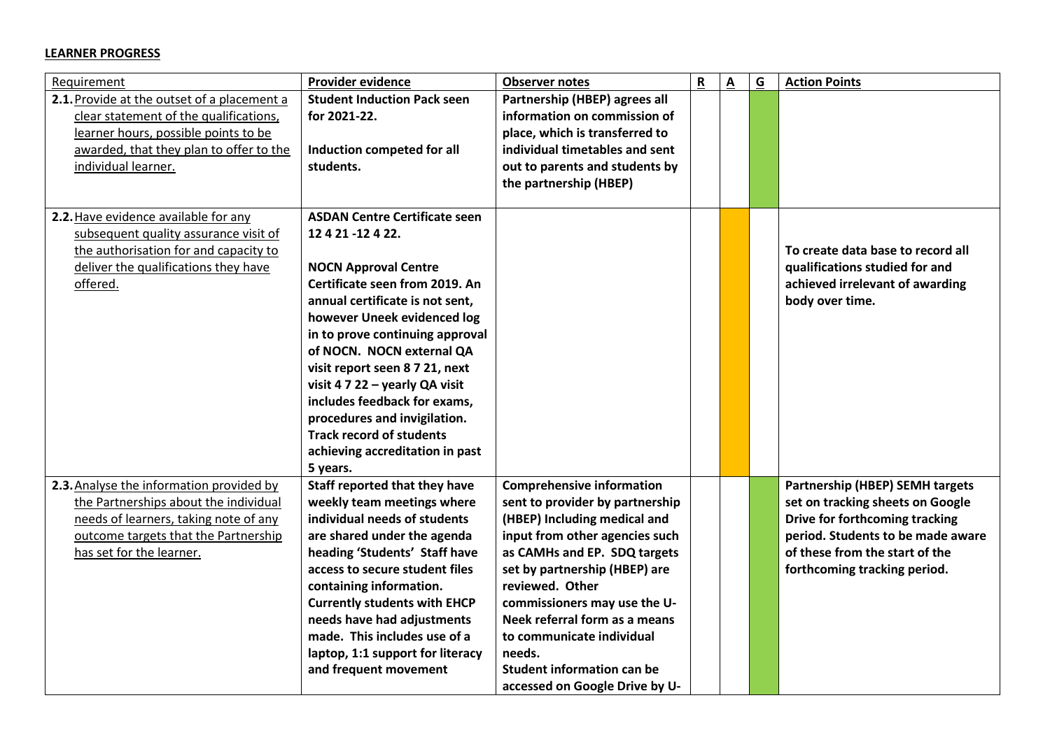**LEARNER PROGRESS**

| Requirement | Provider evidence | Observer notes | R | A | G | Action Points |
|---|---|---|---|---|---|---|
| 2.1. Provide at the outset of a placement a clear statement of the qualifications, learner hours, possible points to be awarded, that they plan to offer to the individual learner. | **Student Induction Pack seen for 2021-22.**<br><br>**Induction competed for all students.** | **Partnership (HBEP) agrees all information on commission of place, which is transferred to individual timetables and sent out to parents and students by the partnership (HBEP)** | | | | |
| 2.2. Have evidence available for any subsequent quality assurance visit of the authorisation for and capacity to deliver the qualifications they have offered. | **ASDAN Centre Certificate seen 12 4 21 -12 4 22.**<br><br>**NOCN Approval Centre Certificate seen from 2019. An annual certificate is not sent, however Uneek evidenced log in to prove continuing approval of NOCN. NOCN external QA visit report seen 8 7 21, next visit 4 7 22 – yearly QA visit includes feedback for exams, procedures and invigilation. Track record of students achieving accreditation in past 5 years.** | | | | | **To create data base to record all qualifications studied for and achieved irrelevant of awarding body over time.** |
| 2.3. Analyse the information provided by the Partnerships about the individual needs of learners, taking note of any outcome targets that the Partnership has set for the learner. | **Staff reported that they have weekly team meetings where individual needs of students are shared under the agenda heading 'Students' Staff have access to secure student files containing information. Currently students with EHCP needs have had adjustments made. This includes use of a laptop, 1:1 support for literacy and frequent movement** | **Comprehensive information sent to provider by partnership (HBEP) Including medical and input from other agencies such as CAMHs and EP. SDQ targets set by partnership (HBEP) are reviewed. Other commissioners may use the U-Neek referral form as a means to communicate individual needs.**<br>**Student information can be accessed on Google Drive by U-** | | | | **Partnership (HBEP) SEMH targets set on tracking sheets on Google Drive for forthcoming tracking period. Students to be made aware of these from the start of the forthcoming tracking period.** |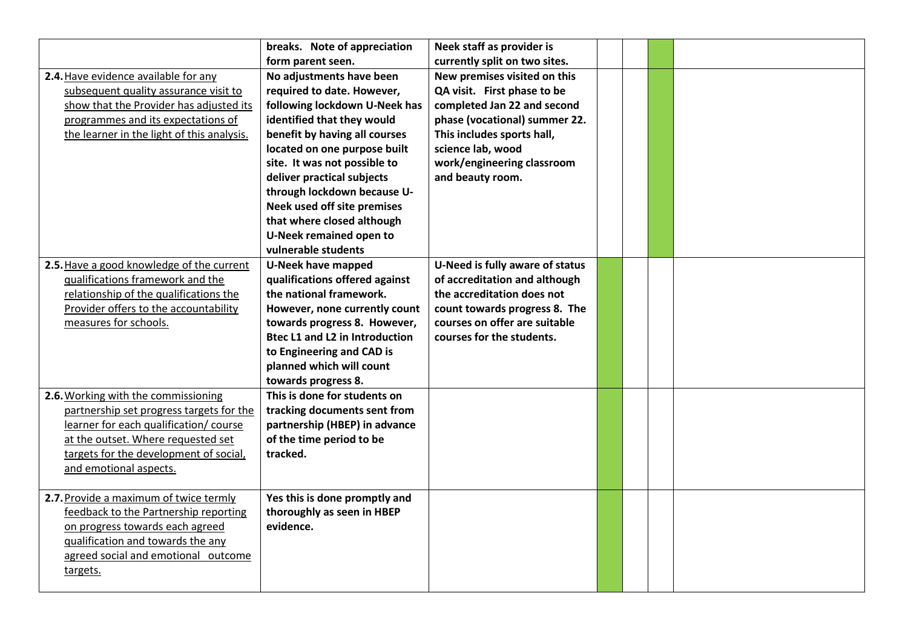| | | | | | | |
|---|---|---|---|---|---|---|
| | **breaks. Note of appreciation form parent seen.** | **Neek staff as provider is currently split on two sites.** | | | | |
| **2.4.** Have evidence available for any subsequent quality assurance visit to show that the Provider has adjusted its programmes and its expectations of the learner in the light of this analysis. | **No adjustments have been required to date. However, following lockdown U-Neek has identified that they would benefit by having all courses located on one purpose built site. It was not possible to deliver practical subjects through lockdown because U-Neek used off site premises that where closed although U-Neek remained open to vulnerable students** | **New premises visited on this QA visit. First phase to be completed Jan 22 and second phase (vocational) summer 22. This includes sports hall, science lab, wood work/engineering classroom and beauty room.** | | | | |
| **2.5.** Have a good knowledge of the current qualifications framework and the relationship of the qualifications the Provider offers to the accountability measures for schools. | **U-Neek have mapped qualifications offered against the national framework. However, none currently count towards progress 8. However, Btec L1 and L2 in Introduction to Engineering and CAD is planned which will count towards progress 8.** | **U-Need is fully aware of status of accreditation and although the accreditation does not count towards progress 8. The courses on offer are suitable courses for the students.** | | | | |
| **2.6.** Working with the commissioning partnership set progress targets for the learner for each qualification/ course at the outset. Where requested set targets for the development of social, and emotional aspects. | **This is done for students on tracking documents sent from partnership (HBEP) in advance of the time period to be tracked.** | | | | | |
| **2.7.** Provide a maximum of twice termly feedback to the Partnership reporting on progress towards each agreed qualification and towards the any agreed social and emotional outcome targets. | **Yes this is done promptly and thoroughly as seen in HBEP evidence.** | | | | | |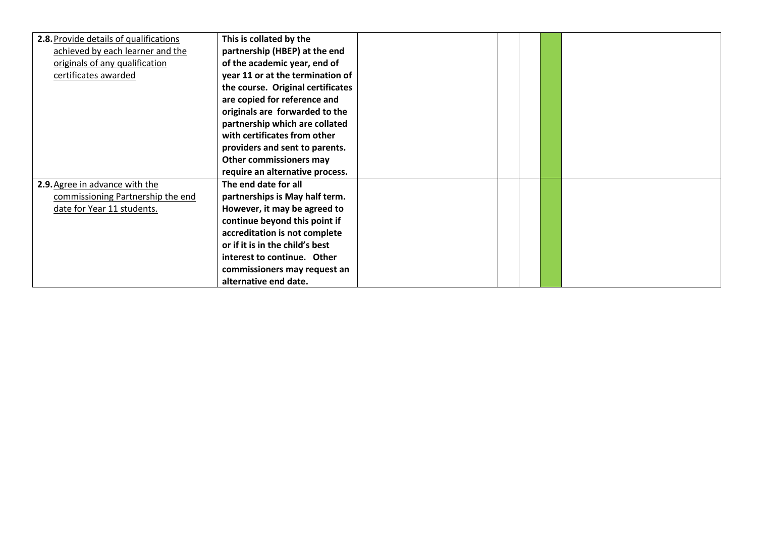| | | | | | | |
|---|---|---|---|---|---|---|
| **2.8.** <u>Provide details of qualifications achieved by each learner and the originals of any qualification certificates awarded</u> | **This is collated by the partnership (HBEP) at the end of the academic year, end of year 11 or at the termination of the course. Original certificates are copied for reference and originals are forwarded to the partnership which are collated with certificates from other providers and sent to parents. Other commissioners may require an alternative process.** | | | | | |
| **2.9.** <u>Agree in advance with the commissioning Partnership the end date for Year 11 students.</u> | **The end date for all partnerships is May half term. However, it may be agreed to continue beyond this point if accreditation is not complete or if it is in the child's best interest to continue. Other commissioners may request an alternative end date.** | | | | | |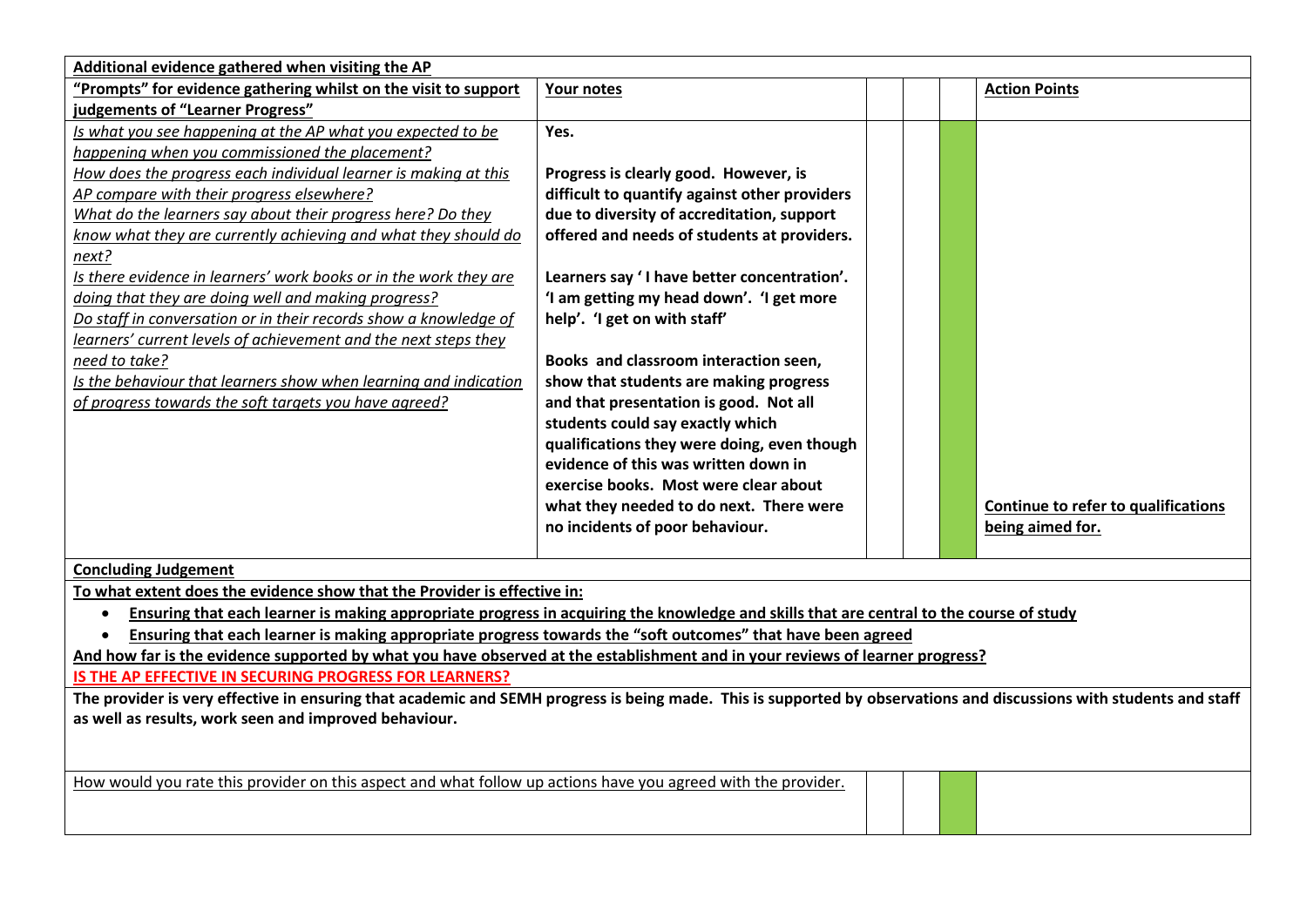| Additional evidence gathered when visiting the AP | | | | | |
|---|---|---|---|---|---|
| **"Prompts" for evidence gathering whilst on the visit to support judgements of "Learner Progress"** | **Your notes** | | | | **Action Points** |
| *Is what you see happening at the AP what you expected to be happening when you commissioned the placement?*<br>*How does the progress each individual learner is making at this AP compare with their progress elsewhere?*<br>*What do the learners say about their progress here? Do they know what they are currently achieving and what they should do next?*<br>*Is there evidence in learners' work books or in the work they are doing that they are doing well and making progress?*<br>*Do staff in conversation or in their records show a knowledge of learners' current levels of achievement and the next steps they need to take?*<br>*Is the behaviour that learners show when learning and indication of progress towards the soft targets you have agreed?* | **Yes.**<br><br>**Progress is clearly good. However, is difficult to quantify against other providers due to diversity of accreditation, support offered and needs of students at providers.**<br><br>**Learners say ' I have better concentration'. 'I am getting my head down'. 'I get more help'. 'I get on with staff'**<br><br>**Books and classroom interaction seen, show that students are making progress and that presentation is good. Not all students could say exactly which qualifications they were doing, even though evidence of this was written down in exercise books. Most were clear about what they needed to do next. There were no incidents of poor behaviour.** | | | | **Continue to refer to qualifications being aimed for.** |

**Concluding Judgement**

**To what extent does the evidence show that the Provider is effective in:**

- **Ensuring that each learner is making appropriate progress in acquiring the knowledge and skills that are central to the course of study**
- **Ensuring that each learner is making appropriate progress towards the "soft outcomes" that have been agreed**

**And how far is the evidence supported by what you have observed at the establishment and in your reviews of learner progress?**

**IS THE AP EFFECTIVE IN SECURING PROGRESS FOR LEARNERS?**

**The provider is very effective in ensuring that academic and SEMH progress is being made. This is supported by observations and discussions with students and staff as well as results, work seen and improved behaviour.**

| How would you rate this provider on this aspect and what follow up actions have you agreed with the provider. | | | | |
|---|---|---|---|---|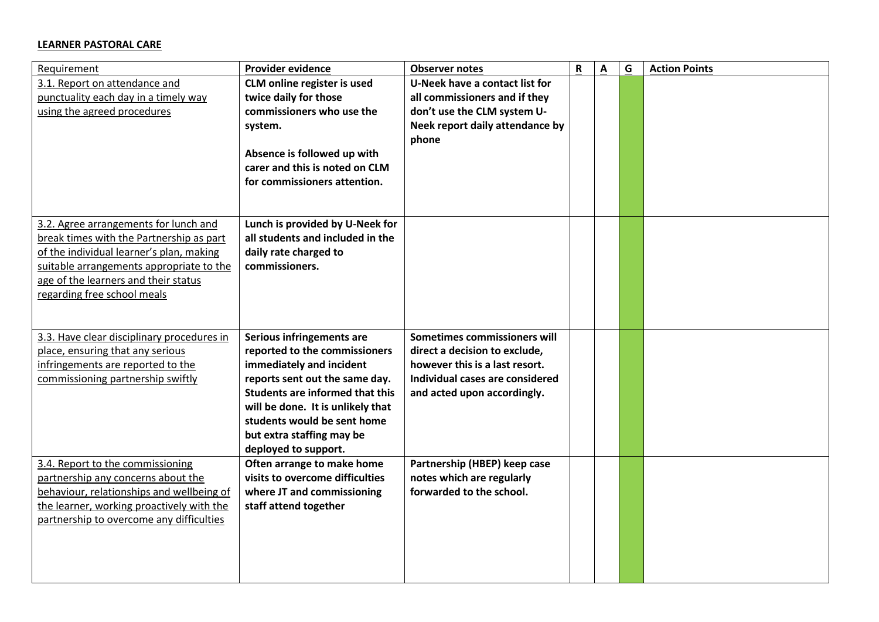**LEARNER PASTORAL CARE**

| Requirement | Provider evidence | Observer notes | R | A | G | Action Points |
|---|---|---|---|---|---|---|
| 3.1. Report on attendance and punctuality each day in a timely way using the agreed procedures | **CLM online register is used twice daily for those commissioners who use the system.**<br><br>**Absence is followed up with carer and this is noted on CLM for commissioners attention.** | **U-Neek have a contact list for all commissioners and if they don't use the CLM system U-Neek report daily attendance by phone** | | | | |
| 3.2. Agree arrangements for lunch and break times with the Partnership as part of the individual learner's plan, making suitable arrangements appropriate to the age of the learners and their status regarding free school meals | **Lunch is provided by U-Neek for all students and included in the daily rate charged to commissioners.** | | | | | |
| 3.3. Have clear disciplinary procedures in place, ensuring that any serious infringements are reported to the commissioning partnership swiftly | **Serious infringements are reported to the commissioners immediately and incident reports sent out the same day. Students are informed that this will be done. It is unlikely that students would be sent home but extra staffing may be deployed to support.** | **Sometimes commissioners will direct a decision to exclude, however this is a last resort. Individual cases are considered and acted upon accordingly.** | | | | |
| 3.4. Report to the commissioning partnership any concerns about the behaviour, relationships and wellbeing of the learner, working proactively with the partnership to overcome any difficulties | **Often arrange to make home visits to overcome difficulties where JT and commissioning staff attend together** | **Partnership (HBEP) keep case notes which are regularly forwarded to the school.** | | | | |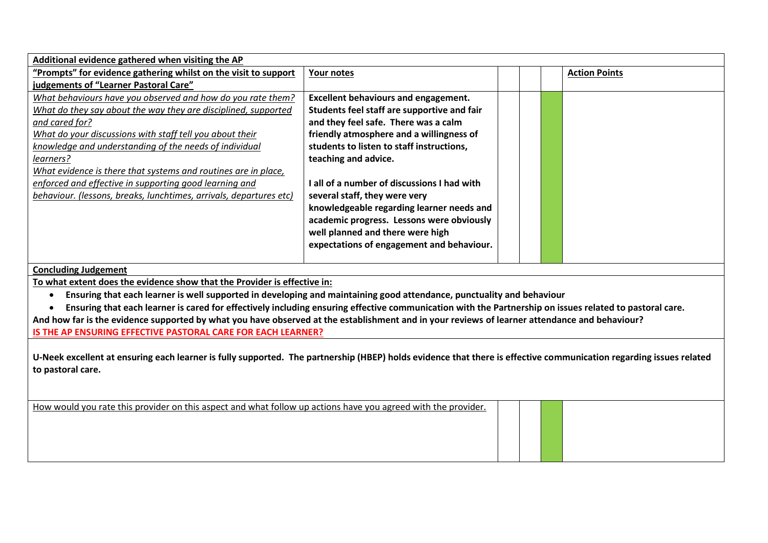| **Additional evidence gathered when visiting the AP** | | | | | |
|---|---|---|---|---|---|
| **"Prompts" for evidence gathering whilst on the visit to support judgements of "Learner Pastoral Care"** | **Your notes** | | | | **Action Points** |
| *What behaviours have you observed and how do you rate them?*<br>*What do they say about the way they are disciplined, supported and cared for?*<br>*What do your discussions with staff tell you about their knowledge and understanding of the needs of individual learners?*<br>*What evidence is there that systems and routines are in place, enforced and effective in supporting good learning and behaviour. (lessons, breaks, lunchtimes, arrivals, departures etc)* | **Excellent behaviours and engagement. Students feel staff are supportive and fair and they feel safe. There was a calm friendly atmosphere and a willingness of students to listen to staff instructions, teaching and advice.**<br><br>**I all of a number of discussions I had with several staff, they were very knowledgeable regarding learner needs and academic progress. Lessons were obviously well planned and there were high expectations of engagement and behaviour.** | | | | |

**Concluding Judgement**

**To what extent does the evidence show that the Provider is effective in:**

- **Ensuring that each learner is well supported in developing and maintaining good attendance, punctuality and behaviour**
- **Ensuring that each learner is cared for effectively including ensuring effective communication with the Partnership on issues related to pastoral care.**

**And how far is the evidence supported by what you have observed at the establishment and in your reviews of learner attendance and behaviour?**

**IS THE AP ENSURING EFFECTIVE PASTORAL CARE FOR EACH LEARNER?**

**U-Neek excellent at ensuring each learner is fully supported. The partnership (HBEP) holds evidence that there is effective communication regarding issues related to pastoral care.**

| How would you rate this provider on this aspect and what follow up actions have you agreed with the provider. | | | | |
|---|---|---|---|---|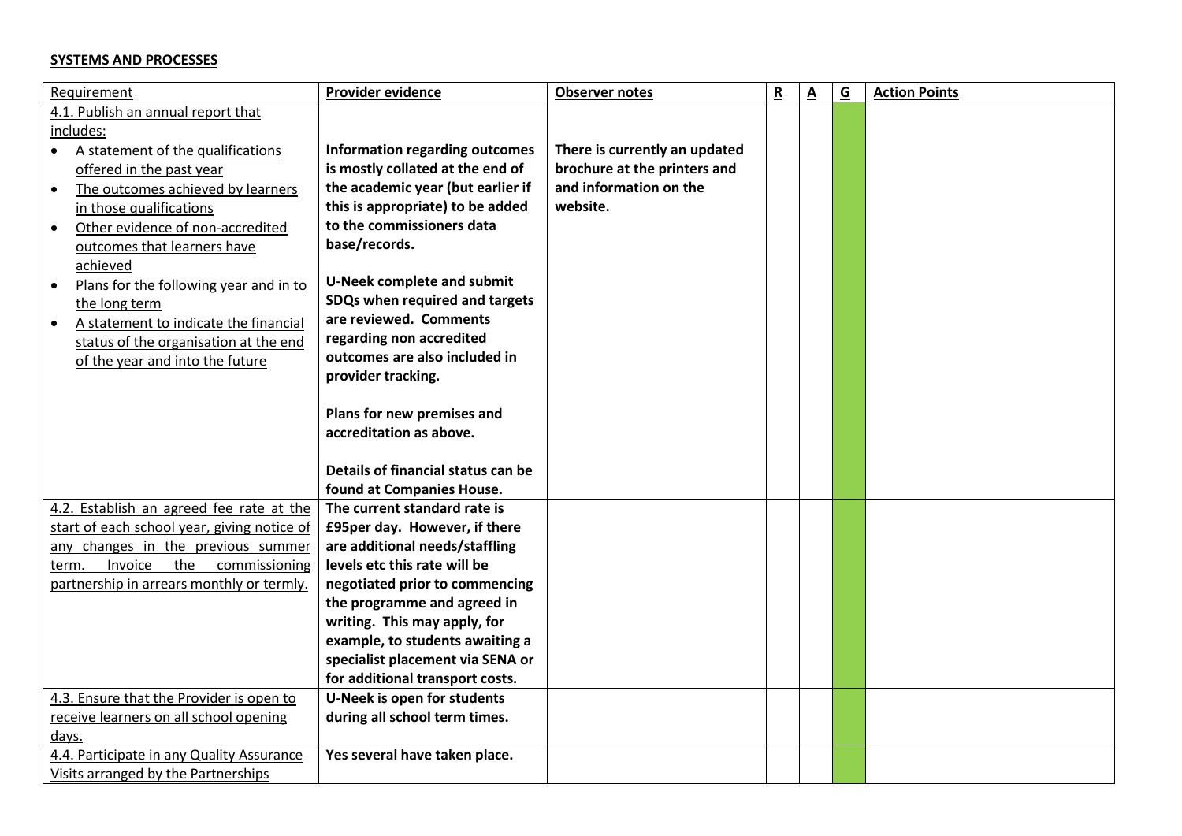**SYSTEMS AND PROCESSES**

| Requirement | Provider evidence | Observer notes | R | A | G | Action Points |
|---|---|---|---|---|---|---|
| 4.1. Publish an annual report that includes:<br>• A statement of the qualifications offered in the past year<br>• The outcomes achieved by learners in those qualifications<br>• Other evidence of non-accredited outcomes that learners have achieved<br>• Plans for the following year and in to the long term<br>• A statement to indicate the financial status of the organisation at the end of the year and into the future | **Information regarding outcomes is mostly collated at the end of the academic year (but earlier if this is appropriate) to be added to the commissioners data base/records.**<br><br>**U-Neek complete and submit SDQs when required and targets are reviewed. Comments regarding non accredited outcomes are also included in provider tracking.**<br><br>**Plans for new premises and accreditation as above.**<br><br>**Details of financial status can be found at Companies House.** | **There is currently an updated brochure at the printers and information on the website.** | | | | |
| 4.2. Establish an agreed fee rate at the start of each school year, giving notice of any changes in the previous summer term. Invoice the commissioning partnership in arrears monthly or termly. | **The current standard rate is £95per day. However, if there are additional needs/staffling levels etc this rate will be negotiated prior to commencing the programme and agreed in writing. This may apply, for example, to students awaiting a specialist placement via SENA or for additional transport costs.** | | | | | |
| 4.3. Ensure that the Provider is open to receive learners on all school opening days. | **U-Neek is open for students during all school term times.** | | | | | |
| 4.4. Participate in any Quality Assurance Visits arranged by the Partnerships | **Yes several have taken place.** | | | | | |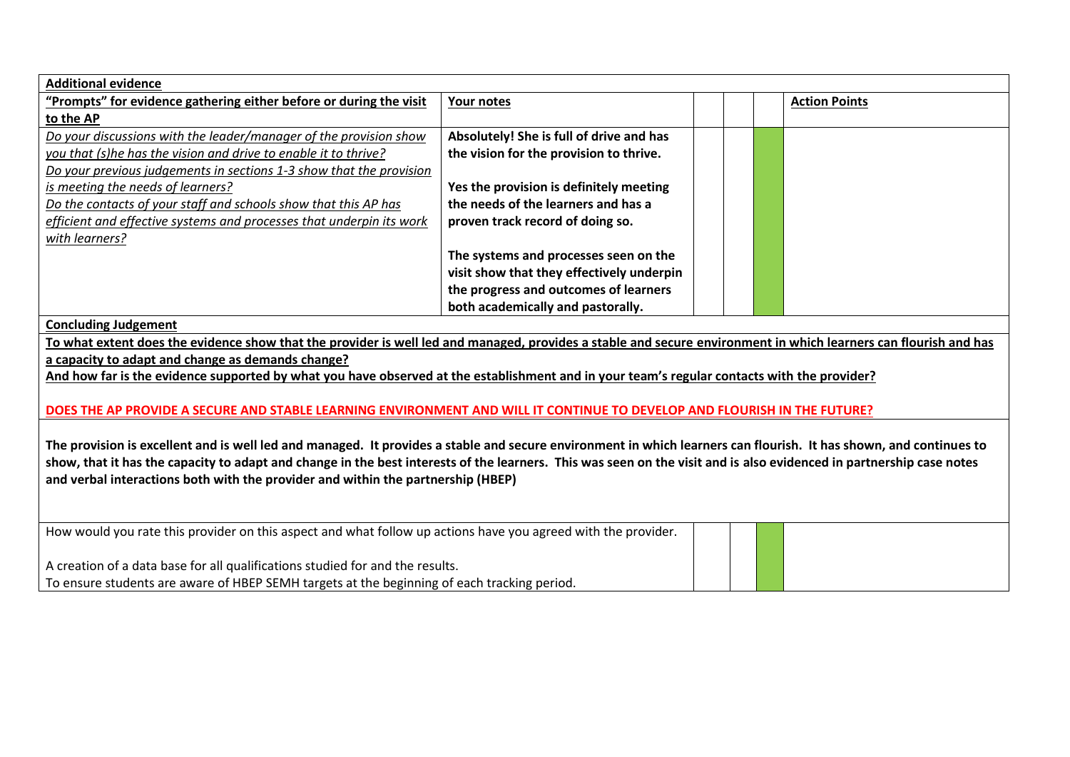**Additional evidence**

| <u>"Prompts" for evidence gathering either before or during the visit to the AP</u> | <u>Your notes</u> | | | | <u>Action Points</u> |
|---|---|---|---|---|---|
| *<u>Do your discussions with the leader/manager of the provision show you that (s)he has the vision and drive to enable it to thrive?</u>*<br>*<u>Do your previous judgements in sections 1-3 show that the provision is meeting the needs of learners?</u>*<br>*<u>Do the contacts of your staff and schools show that this AP has efficient and effective systems and processes that underpin its work with learners?</u>* | **Absolutely! She is full of drive and has the vision for the provision to thrive.**<br><br>**Yes the provision is definitely meeting the needs of the learners and has a proven track record of doing so.**<br><br>**The systems and processes seen on the visit show that they effectively underpin the progress and outcomes of learners both academically and pastorally.** | | | | |

**<u>Concluding Judgement</u>**

**<u>To what extent does the evidence show that the provider is well led and managed, provides a stable and secure environment in which learners can flourish and has a capacity to adapt and change as demands change?</u>**

**<u>And how far is the evidence supported by what you have observed at the establishment and in your team's regular contacts with the provider?</u>**

**<u>DOES THE AP PROVIDE A SECURE AND STABLE LEARNING ENVIRONMENT AND WILL IT CONTINUE TO DEVELOP AND FLOURISH IN THE FUTURE?</u>**

**The provision is excellent and is well led and managed. It provides a stable and secure environment in which learners can flourish. It has shown, and continues to show, that it has the capacity to adapt and change in the best interests of the learners. This was seen on the visit and is also evidenced in partnership case notes and verbal interactions both with the provider and within the partnership (HBEP)**

| | | | | |
|---|---|---|---|---|
| How would you rate this provider on this aspect and what follow up actions have you agreed with the provider.<br><br>A creation of a data base for all qualifications studied for and the results.<br>To ensure students are aware of HBEP SEMH targets at the beginning of each tracking period. | | | | |